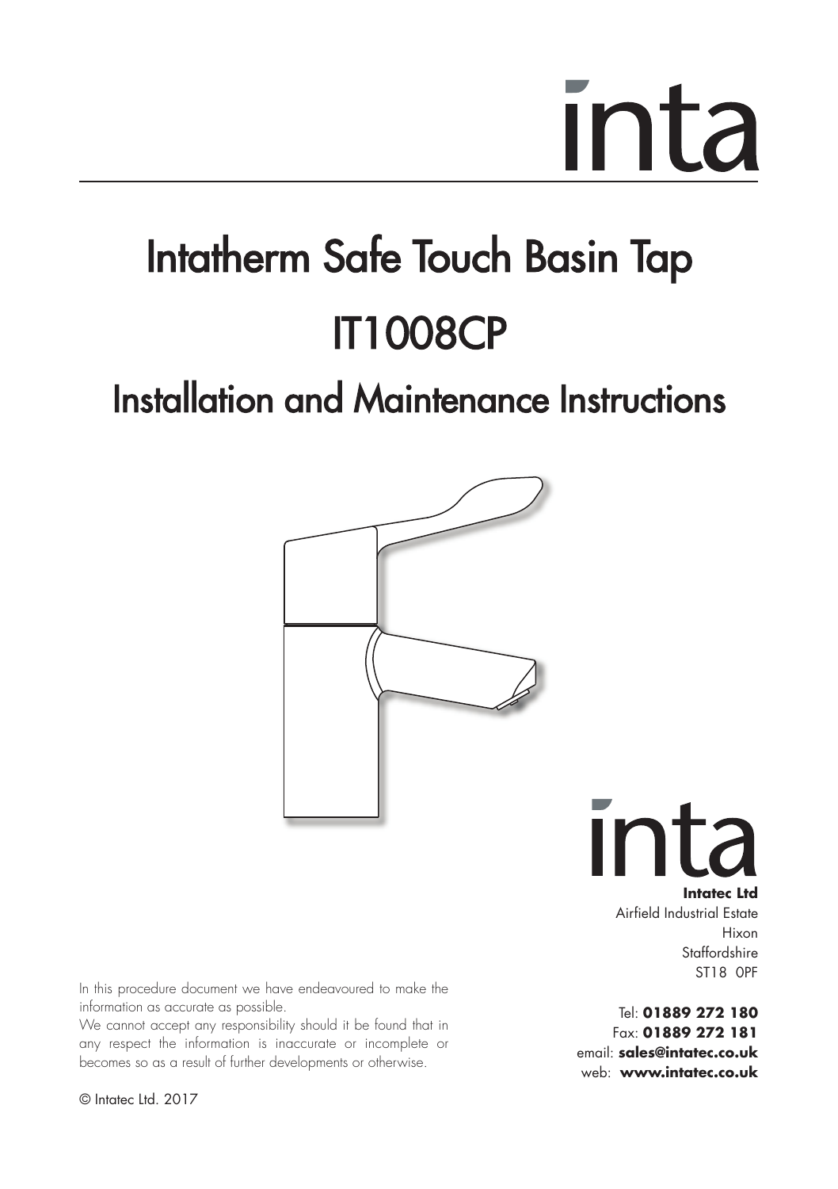inta

# Intatherm Safe Touch Basin Tap

# IT1008CP

## Installation and Maintenance Instructions

inta

**Intatec Ltd**
Airfield Industrial Estate
Hixon
Staffordshire
ST18 0PF

Tel: **01889 272 180**
Fax: **01889 272 181**
email: **sales@intatec.co.uk**
web: **www.intatec.co.uk**

In this procedure document we have endeavoured to make the information as accurate as possible.
We cannot accept any responsibility should it be found that in any respect the information is inaccurate or incomplete or becomes so as a result of further developments or otherwise.

© Intatec Ltd. 2017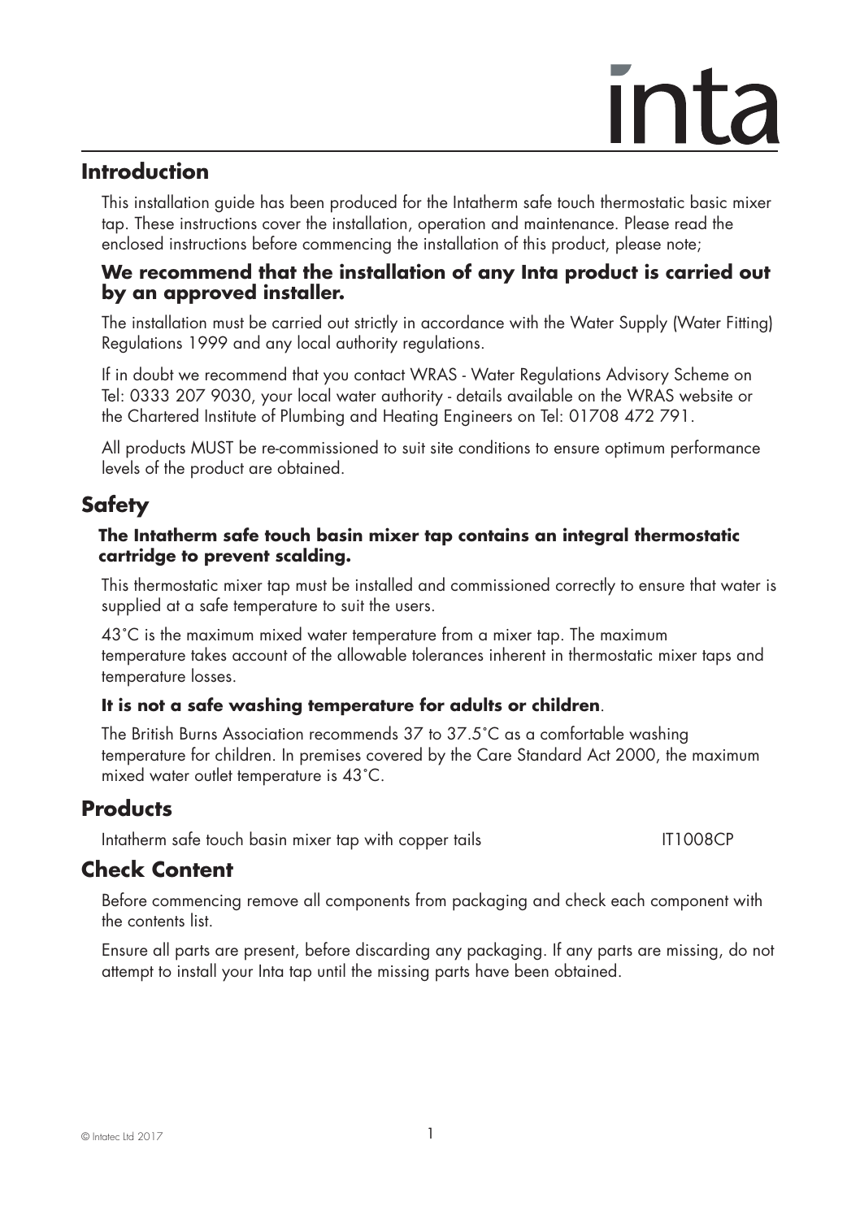## Introduction

This installation guide has been produced for the Intatherm safe touch thermostatic basic mixer tap. These instructions cover the installation, operation and maintenance. Please read the enclosed instructions before commencing the installation of this product, please note;

**We recommend that the installation of any Inta product is carried out by an approved installer.**

The installation must be carried out strictly in accordance with the Water Supply (Water Fitting) Regulations 1999 and any local authority regulations.

If in doubt we recommend that you contact WRAS - Water Regulations Advisory Scheme on Tel: 0333 207 9030, your local water authority - details available on the WRAS website or the Chartered Institute of Plumbing and Heating Engineers on Tel: 01708 472 791.

All products MUST be re-commissioned to suit site conditions to ensure optimum performance levels of the product are obtained.

## Safety

**The Intatherm safe touch basin mixer tap contains an integral thermostatic cartridge to prevent scalding.**

This thermostatic mixer tap must be installed and commissioned correctly to ensure that water is supplied at a safe temperature to suit the users.

43˚C is the maximum mixed water temperature from a mixer tap. The maximum temperature takes account of the allowable tolerances inherent in thermostatic mixer taps and temperature losses.

**It is not a safe washing temperature for adults or children**.

The British Burns Association recommends 37 to 37.5˚C as a comfortable washing temperature for children. In premises covered by the Care Standard Act 2000, the maximum mixed water outlet temperature is 43˚C.

## Products

| | |
|---|---|
| Intatherm safe touch basin mixer tap with copper tails | IT1008CP |

## Check Content

Before commencing remove all components from packaging and check each component with the contents list.

Ensure all parts are present, before discarding any packaging. If any parts are missing, do not attempt to install your Inta tap until the missing parts have been obtained.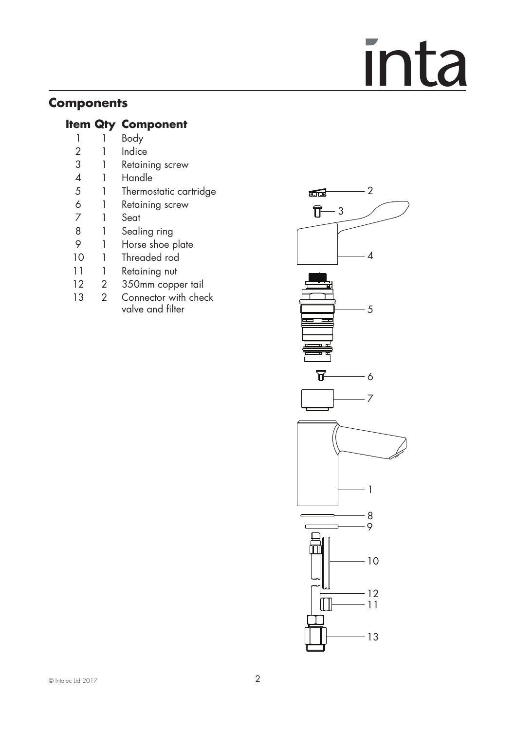## Components

| Item | Qty | Component |
| --- | --- | --- |
| 1 | 1 | Body |
| 2 | 1 | Indice |
| 3 | 1 | Retaining screw |
| 4 | 1 | Handle |
| 5 | 1 | Thermostatic cartridge |
| 6 | 1 | Retaining screw |
| 7 | 1 | Seat |
| 8 | 1 | Sealing ring |
| 9 | 1 | Horse shoe plate |
| 10 | 1 | Threaded rod |
| 11 | 1 | Retaining nut |
| 12 | 2 | 350mm copper tail |
| 13 | 2 | Connector with check valve and filter |

© Intatec Ltd 2017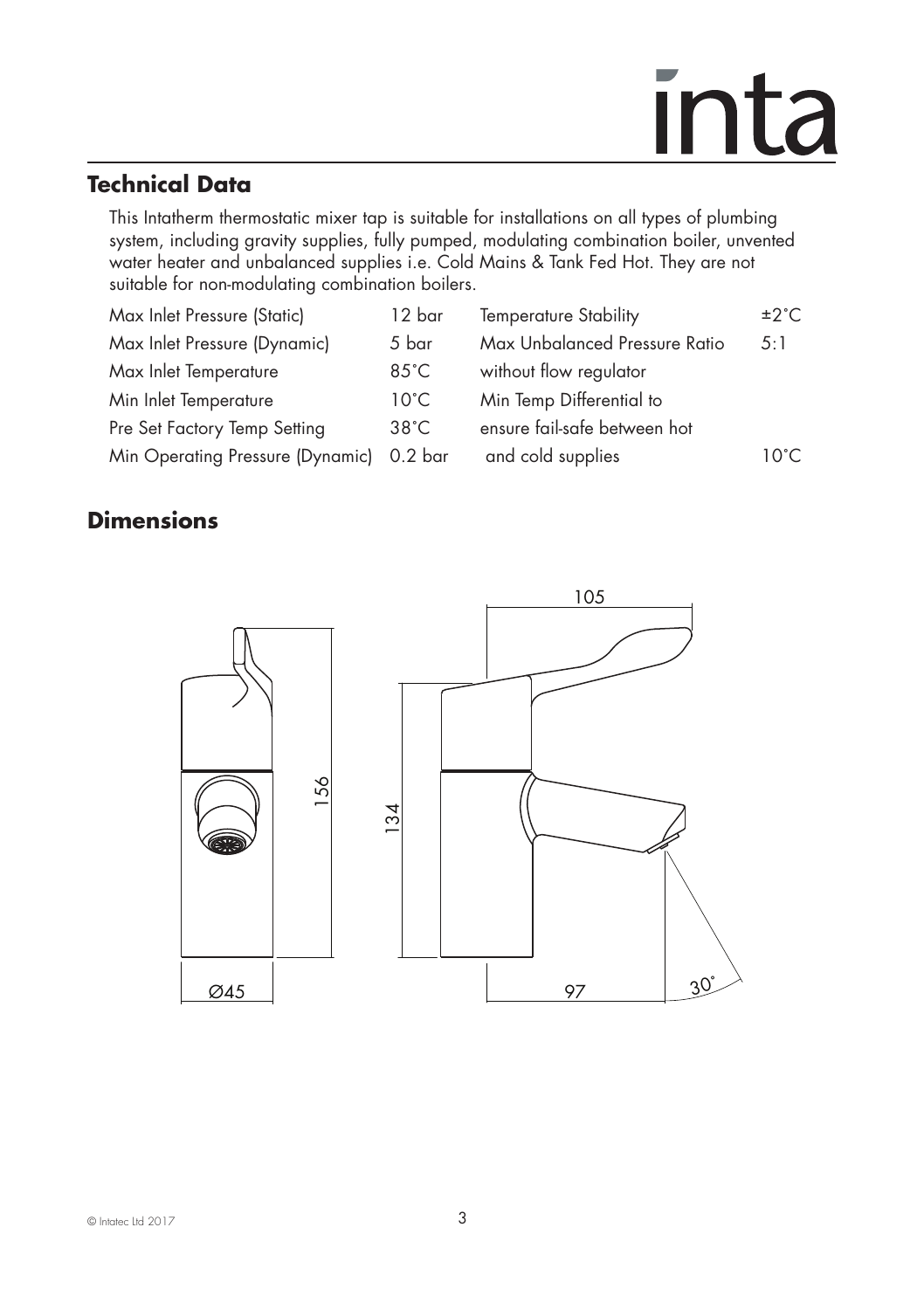## Technical Data

This Intatherm thermostatic mixer tap is suitable for installations on all types of plumbing system, including gravity supplies, fully pumped, modulating combination boiler, unvented water heater and unbalanced supplies i.e. Cold Mains & Tank Fed Hot. They are not suitable for non-modulating combination boilers.

| | | | |
|---|---|---|---|
| Max Inlet Pressure (Static) | 12 bar | Temperature Stability | ±2˚C |
| Max Inlet Pressure (Dynamic) | 5 bar | Max Unbalanced Pressure Ratio without flow regulator | 5:1 |
| Max Inlet Temperature | 85˚C | | |
| Min Inlet Temperature | 10˚C | Min Temp Differential to ensure fail-safe between hot and cold supplies | 10˚C |
| Pre Set Factory Temp Setting | 38˚C | | |
| Min Operating Pressure (Dynamic) | 0.2 bar | | |

## Dimensions

156

Ø45

105

134

97

30˚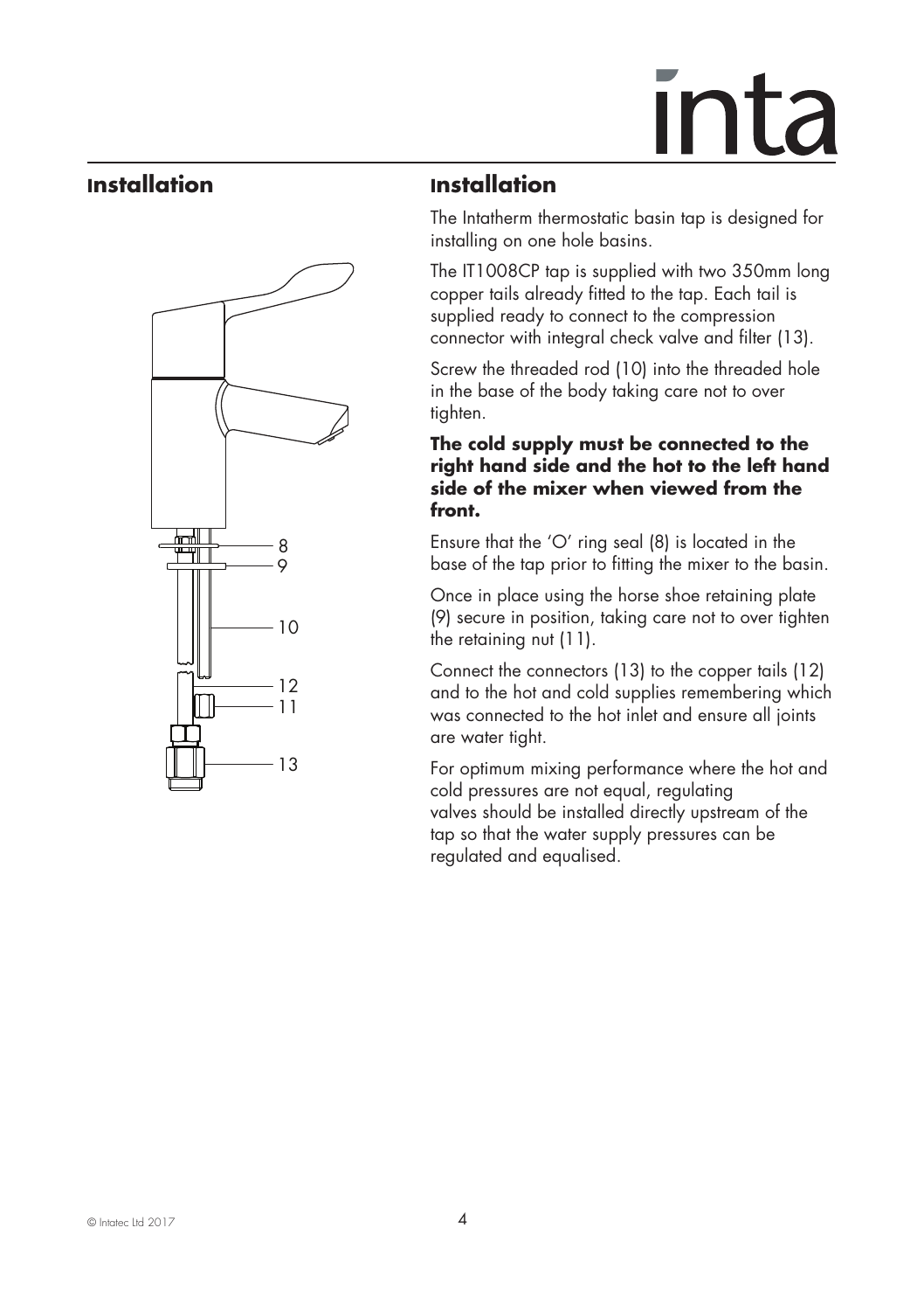## Installation

8
9
10
12
11
13

## Installation

The Intatherm thermostatic basin tap is designed for installing on one hole basins.

The IT1008CP tap is supplied with two 350mm long copper tails already fitted to the tap. Each tail is supplied ready to connect to the compression connector with integral check valve and filter (13).

Screw the threaded rod (10) into the threaded hole in the base of the body taking care not to over tighten.

**The cold supply must be connected to the right hand side and the hot to the left hand side of the mixer when viewed from the front.**

Ensure that the 'O' ring seal (8) is located in the base of the tap prior to fitting the mixer to the basin.

Once in place using the horse shoe retaining plate (9) secure in position, taking care not to over tighten the retaining nut (11).

Connect the connectors (13) to the copper tails (12) and to the hot and cold supplies remembering which was connected to the hot inlet and ensure all joints are water tight.

For optimum mixing performance where the hot and cold pressures are not equal, regulating valves should be installed directly upstream of the tap so that the water supply pressures can be regulated and equalised.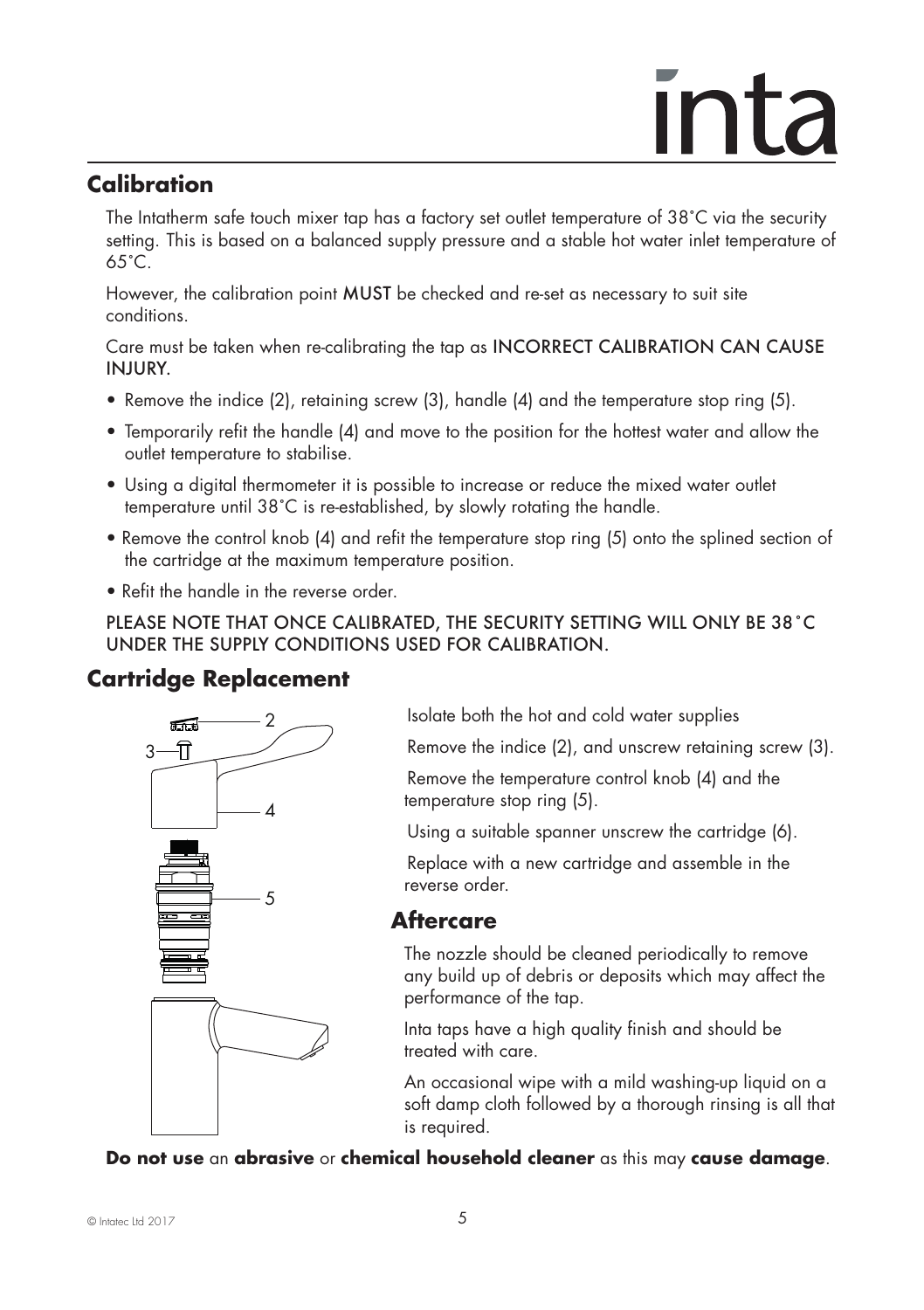## Calibration

The Intatherm safe touch mixer tap has a factory set outlet temperature of 38˚C via the security setting. This is based on a balanced supply pressure and a stable hot water inlet temperature of 65˚C.

However, the calibration point **MUST** be checked and re-set as necessary to suit site conditions.

Care must be taken when re-calibrating the tap as INCORRECT CALIBRATION CAN CAUSE INJURY.

- Remove the indice (2), retaining screw (3), handle (4) and the temperature stop ring (5).
- Temporarily refit the handle (4) and move to the position for the hottest water and allow the outlet temperature to stabilise.
- Using a digital thermometer it is possible to increase or reduce the mixed water outlet temperature until 38˚C is re-established, by slowly rotating the handle.
- Remove the control knob (4) and refit the temperature stop ring (5) onto the splined section of the cartridge at the maximum temperature position.
- Refit the handle in the reverse order.

PLEASE NOTE THAT ONCE CALIBRATED, THE SECURITY SETTING WILL ONLY BE 38˚C UNDER THE SUPPLY CONDITIONS USED FOR CALIBRATION.

## Cartridge Replacement

Isolate both the hot and cold water supplies

Remove the indice (2), and unscrew retaining screw (3).

Remove the temperature control knob (4) and the temperature stop ring (5).

Using a suitable spanner unscrew the cartridge (6).

Replace with a new cartridge and assemble in the reverse order.

## Aftercare

The nozzle should be cleaned periodically to remove any build up of debris or deposits which may affect the performance of the tap.

Inta taps have a high quality finish and should be treated with care.

An occasional wipe with a mild washing-up liquid on a soft damp cloth followed by a thorough rinsing is all that is required.

**Do not use** an **abrasive** or **chemical household cleaner** as this may **cause damage**.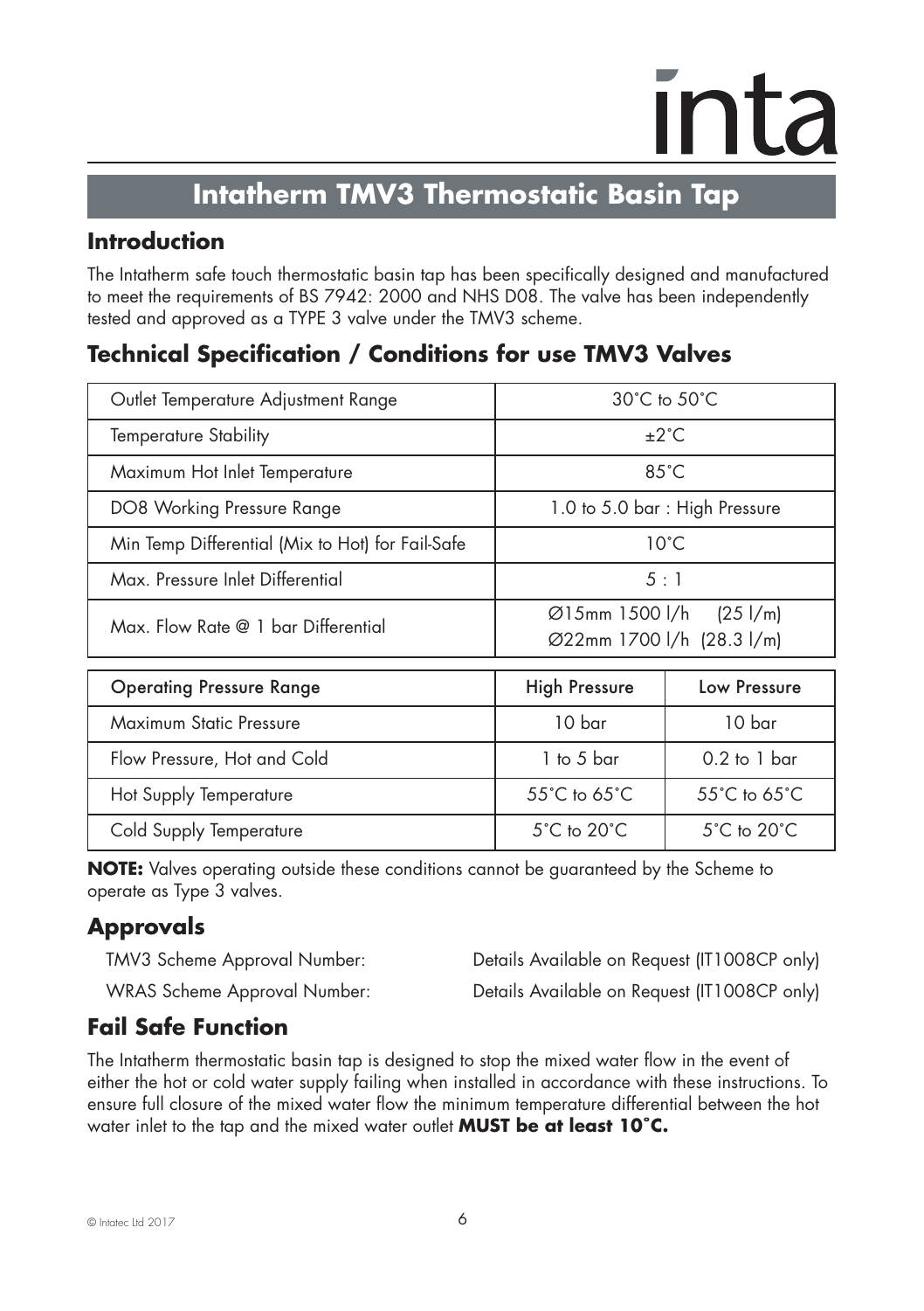inta

# Intatherm TMV3 Thermostatic Basin Tap

## Introduction

The Intatherm safe touch thermostatic basin tap has been specifically designed and manufactured to meet the requirements of BS 7942: 2000 and NHS D08. The valve has been independently tested and approved as a TYPE 3 valve under the TMV3 scheme.

## Technical Specification / Conditions for use TMV3 Valves

| | |
|---|---|
| Outlet Temperature Adjustment Range | 30°C to 50°C |
| Temperature Stability | ±2°C |
| Maximum Hot Inlet Temperature | 85°C |
| DO8 Working Pressure Range | 1.0 to 5.0 bar : High Pressure |
| Min Temp Differential (Mix to Hot) for Fail-Safe | 10°C |
| Max. Pressure Inlet Differential | 5 : 1 |
| Max. Flow Rate @ 1 bar Differential | Ø15mm 1500 l/h (25 l/m)<br>Ø22mm 1700 l/h (28.3 l/m) |

| Operating Pressure Range | High Pressure | Low Pressure |
|---|---|---|
| Maximum Static Pressure | 10 bar | 10 bar |
| Flow Pressure, Hot and Cold | 1 to 5 bar | 0.2 to 1 bar |
| Hot Supply Temperature | 55°C to 65°C | 55°C to 65°C |
| Cold Supply Temperature | 5°C to 20°C | 5°C to 20°C |

**NOTE:** Valves operating outside these conditions cannot be guaranteed by the Scheme to operate as Type 3 valves.

## Approvals

TMV3 Scheme Approval Number: Details Available on Request (IT1008CP only)

WRAS Scheme Approval Number: Details Available on Request (IT1008CP only)

## Fail Safe Function

The Intatherm thermostatic basin tap is designed to stop the mixed water flow in the event of either the hot or cold water supply failing when installed in accordance with these instructions. To ensure full closure of the mixed water flow the minimum temperature differential between the hot water inlet to the tap and the mixed water outlet **MUST be at least 10°C.**

© Intatec Ltd 2017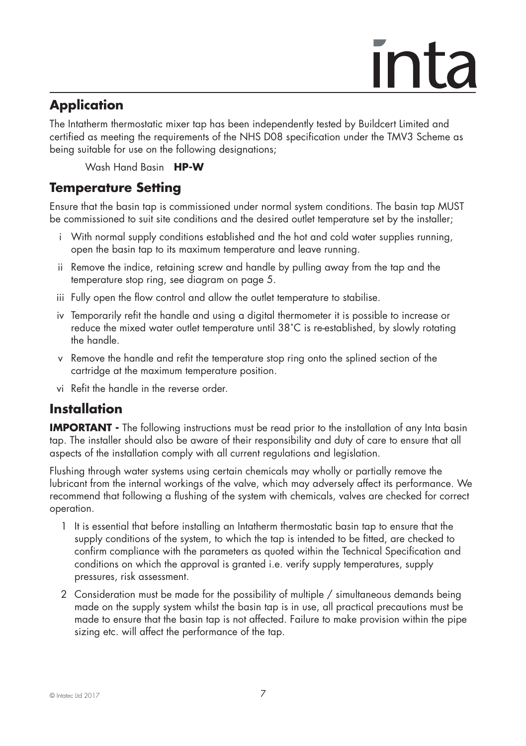## Application

The Intatherm thermostatic mixer tap has been independently tested by Buildcert Limited and certified as meeting the requirements of the NHS D08 specification under the TMV3 Scheme as being suitable for use on the following designations;

Wash Hand Basin **HP-W**

## Temperature Setting

Ensure that the basin tap is commissioned under normal system conditions. The basin tap MUST be commissioned to suit site conditions and the desired outlet temperature set by the installer;

i With normal supply conditions established and the hot and cold water supplies running, open the basin tap to its maximum temperature and leave running.

ii Remove the indice, retaining screw and handle by pulling away from the tap and the temperature stop ring, see diagram on page 5.

iii Fully open the flow control and allow the outlet temperature to stabilise.

iv Temporarily refit the handle and using a digital thermometer it is possible to increase or reduce the mixed water outlet temperature until 38°C is re-established, by slowly rotating the handle.

v Remove the handle and refit the temperature stop ring onto the splined section of the cartridge at the maximum temperature position.

vi Refit the handle in the reverse order.

## Installation

**IMPORTANT -** The following instructions must be read prior to the installation of any Inta basin tap. The installer should also be aware of their responsibility and duty of care to ensure that all aspects of the installation comply with all current regulations and legislation.

Flushing through water systems using certain chemicals may wholly or partially remove the lubricant from the internal workings of the valve, which may adversely affect its performance. We recommend that following a flushing of the system with chemicals, valves are checked for correct operation.

1. It is essential that before installing an Intatherm thermostatic basin tap to ensure that the supply conditions of the system, to which the tap is intended to be fitted, are checked to confirm compliance with the parameters as quoted within the Technical Specification and conditions on which the approval is granted i.e. verify supply temperatures, supply pressures, risk assessment.

2. Consideration must be made for the possibility of multiple / simultaneous demands being made on the supply system whilst the basin tap is in use, all practical precautions must be made to ensure that the basin tap is not affected. Failure to make provision within the pipe sizing etc. will affect the performance of the tap.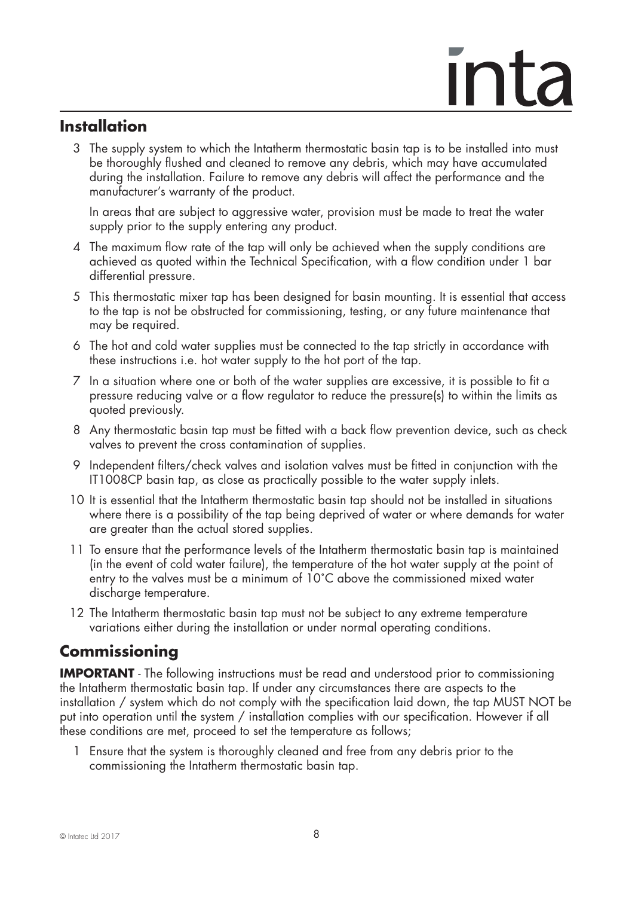## Installation

3 The supply system to which the Intatherm thermostatic basin tap is to be installed into must be thoroughly flushed and cleaned to remove any debris, which may have accumulated during the installation. Failure to remove any debris will affect the performance and the manufacturer's warranty of the product.

   In areas that are subject to aggressive water, provision must be made to treat the water supply prior to the supply entering any product.

4 The maximum flow rate of the tap will only be achieved when the supply conditions are achieved as quoted within the Technical Specification, with a flow condition under 1 bar differential pressure.

5 This thermostatic mixer tap has been designed for basin mounting. It is essential that access to the tap is not be obstructed for commissioning, testing, or any future maintenance that may be required.

6 The hot and cold water supplies must be connected to the tap strictly in accordance with these instructions i.e. hot water supply to the hot port of the tap.

7 In a situation where one or both of the water supplies are excessive, it is possible to fit a pressure reducing valve or a flow regulator to reduce the pressure(s) to within the limits as quoted previously.

8 Any thermostatic basin tap must be fitted with a back flow prevention device, such as check valves to prevent the cross contamination of supplies.

9 Independent filters/check valves and isolation valves must be fitted in conjunction with the IT1008CP basin tap, as close as practically possible to the water supply inlets.

10 It is essential that the Intatherm thermostatic basin tap should not be installed in situations where there is a possibility of the tap being deprived of water or where demands for water are greater than the actual stored supplies.

11 To ensure that the performance levels of the Intatherm thermostatic basin tap is maintained (in the event of cold water failure), the temperature of the hot water supply at the point of entry to the valves must be a minimum of 10°C above the commissioned mixed water discharge temperature.

12 The Intatherm thermostatic basin tap must not be subject to any extreme temperature variations either during the installation or under normal operating conditions.

## Commissioning

**IMPORTANT** - The following instructions must be read and understood prior to commissioning the Intatherm thermostatic basin tap. If under any circumstances there are aspects to the installation / system which do not comply with the specification laid down, the tap MUST NOT be put into operation until the system / installation complies with our specification. However if all these conditions are met, proceed to set the temperature as follows;

1 Ensure that the system is thoroughly cleaned and free from any debris prior to the commissioning the Intatherm thermostatic basin tap.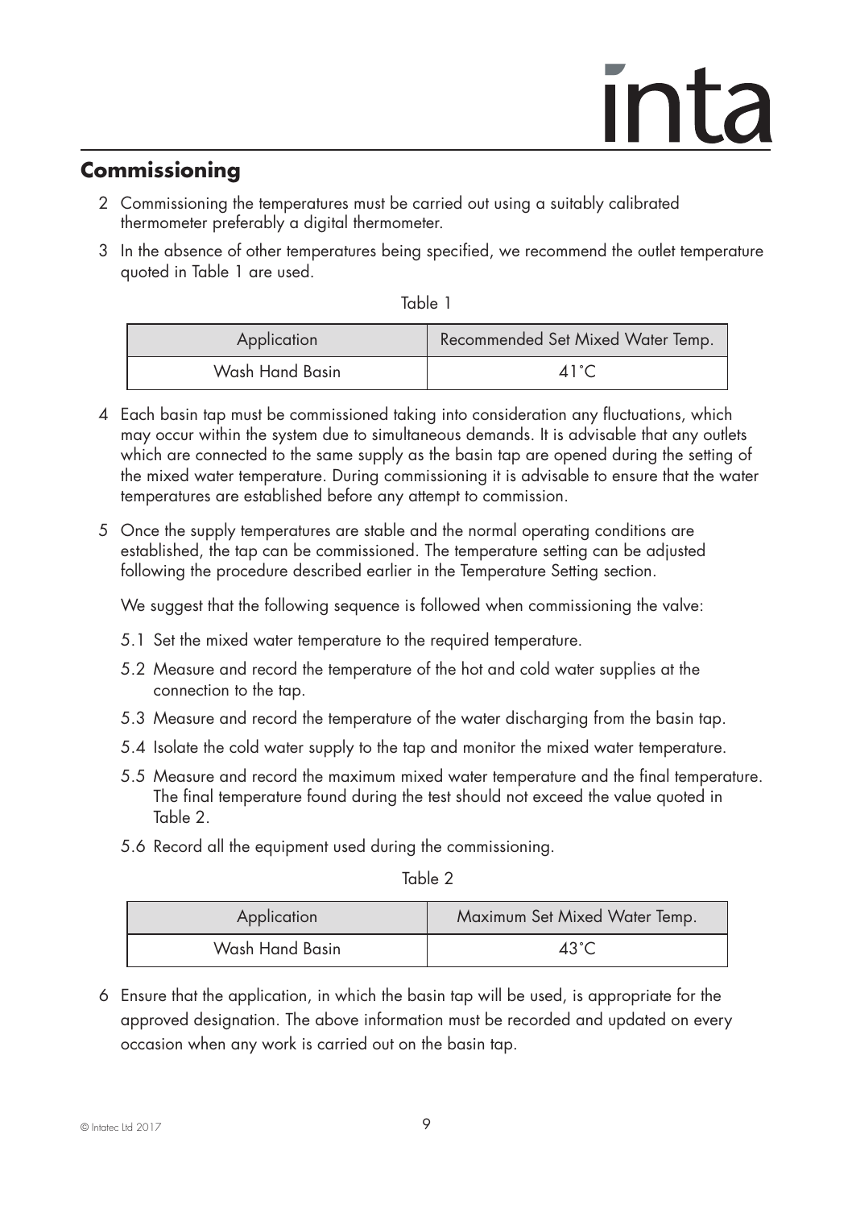## Commissioning

2 Commissioning the temperatures must be carried out using a suitably calibrated thermometer preferably a digital thermometer.

3 In the absence of other temperatures being specified, we recommend the outlet temperature quoted in Table 1 are used.

Table 1

| Application | Recommended Set Mixed Water Temp. |
|---|---|
| Wash Hand Basin | 41˚C |

4 Each basin tap must be commissioned taking into consideration any fluctuations, which may occur within the system due to simultaneous demands. It is advisable that any outlets which are connected to the same supply as the basin tap are opened during the setting of the mixed water temperature. During commissioning it is advisable to ensure that the water temperatures are established before any attempt to commission.

5 Once the supply temperatures are stable and the normal operating conditions are established, the tap can be commissioned. The temperature setting can be adjusted following the procedure described earlier in the Temperature Setting section.

We suggest that the following sequence is followed when commissioning the valve:

5.1 Set the mixed water temperature to the required temperature.

5.2 Measure and record the temperature of the hot and cold water supplies at the connection to the tap.

5.3 Measure and record the temperature of the water discharging from the basin tap.

5.4 Isolate the cold water supply to the tap and monitor the mixed water temperature.

5.5 Measure and record the maximum mixed water temperature and the final temperature. The final temperature found during the test should not exceed the value quoted in Table 2.

5.6 Record all the equipment used during the commissioning.

Table 2

| Application | Maximum Set Mixed Water Temp. |
|---|---|
| Wash Hand Basin | 43˚C |

6 Ensure that the application, in which the basin tap will be used, is appropriate for the approved designation. The above information must be recorded and updated on every occasion when any work is carried out on the basin tap.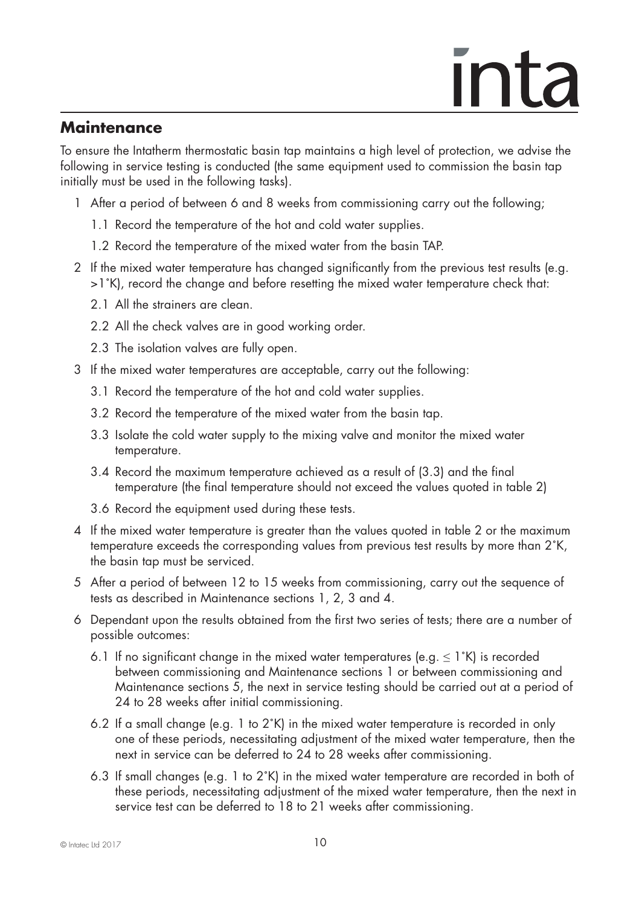## Maintenance

To ensure the Intatherm thermostatic basin tap maintains a high level of protection, we advise the following in service testing is conducted (the same equipment used to commission the basin tap initially must be used in the following tasks).

1 After a period of between 6 and 8 weeks from commissioning carry out the following;

   1.1 Record the temperature of the hot and cold water supplies.

   1.2 Record the temperature of the mixed water from the basin TAP.

2 If the mixed water temperature has changed significantly from the previous test results (e.g. >1˚K), record the change and before resetting the mixed water temperature check that:

   2.1 All the strainers are clean.

   2.2 All the check valves are in good working order.

   2.3 The isolation valves are fully open.

3 If the mixed water temperatures are acceptable, carry out the following:

   3.1 Record the temperature of the hot and cold water supplies.

   3.2 Record the temperature of the mixed water from the basin tap.

   3.3 Isolate the cold water supply to the mixing valve and monitor the mixed water temperature.

   3.4 Record the maximum temperature achieved as a result of (3.3) and the final temperature (the final temperature should not exceed the values quoted in table 2)

   3.6 Record the equipment used during these tests.

4 If the mixed water temperature is greater than the values quoted in table 2 or the maximum temperature exceeds the corresponding values from previous test results by more than 2˚K, the basin tap must be serviced.

5 After a period of between 12 to 15 weeks from commissioning, carry out the sequence of tests as described in Maintenance sections 1, 2, 3 and 4.

6 Dependant upon the results obtained from the first two series of tests; there are a number of possible outcomes:

   6.1 If no significant change in the mixed water temperatures (e.g. ≤ 1˚K) is recorded between commissioning and Maintenance sections 1 or between commissioning and Maintenance sections 5, the next in service testing should be carried out at a period of 24 to 28 weeks after initial commissioning.

   6.2 If a small change (e.g. 1 to 2˚K) in the mixed water temperature is recorded in only one of these periods, necessitating adjustment of the mixed water temperature, then the next in service can be deferred to 24 to 28 weeks after commissioning.

   6.3 If small changes (e.g. 1 to 2˚K) in the mixed water temperature are recorded in both of these periods, necessitating adjustment of the mixed water temperature, then the next in service test can be deferred to 18 to 21 weeks after commissioning.

© Intatec Ltd 2017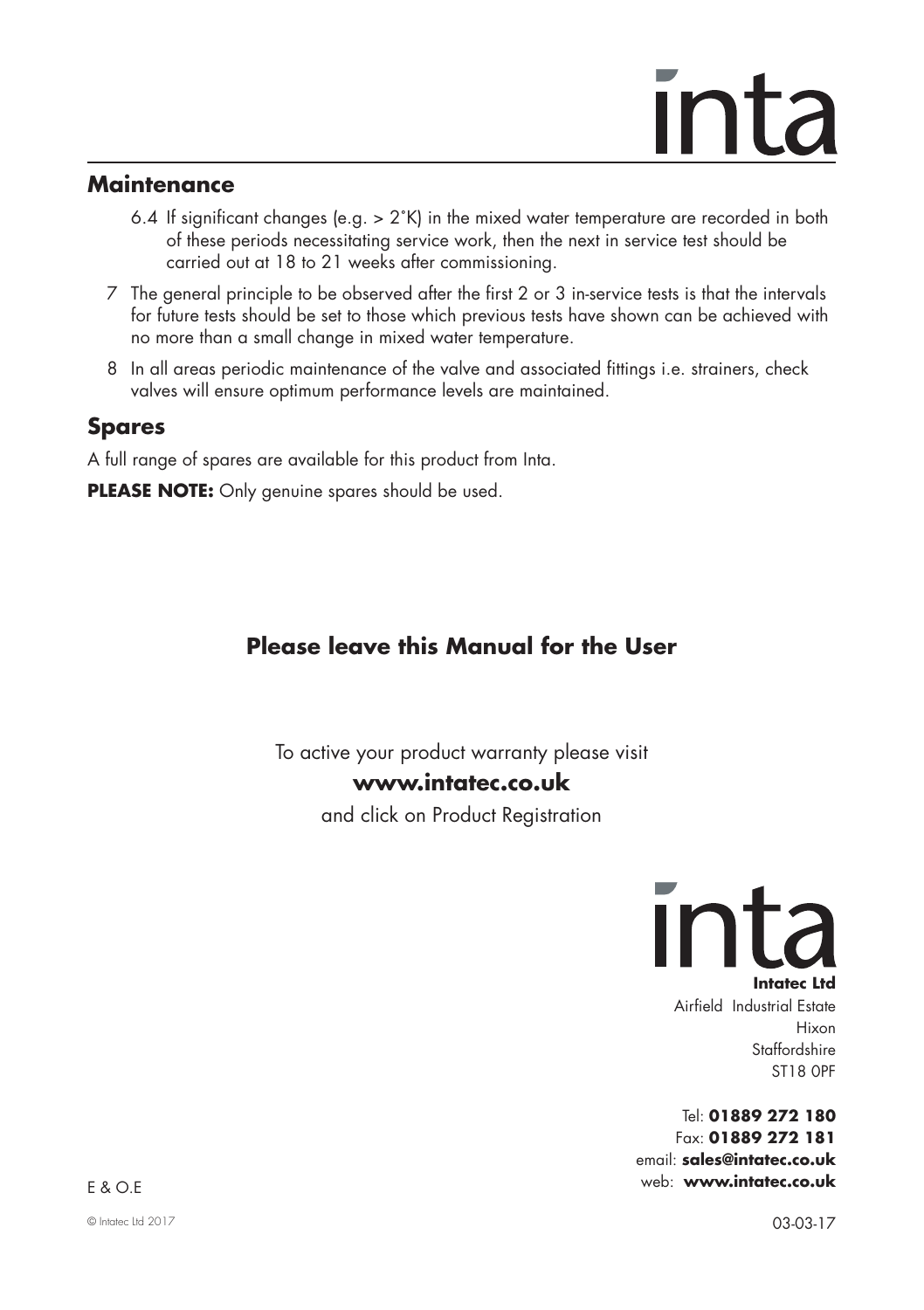inta

## Maintenance

6.4 If significant changes (e.g. > 2˚K) in the mixed water temperature are recorded in both of these periods necessitating service work, then the next in service test should be carried out at 18 to 21 weeks after commissioning.

7 The general principle to be observed after the first 2 or 3 in-service tests is that the intervals for future tests should be set to those which previous tests have shown can be achieved with no more than a small change in mixed water temperature.

8 In all areas periodic maintenance of the valve and associated fittings i.e. strainers, check valves will ensure optimum performance levels are maintained.

## Spares

A full range of spares are available for this product from Inta.

**PLEASE NOTE:** Only genuine spares should be used.

**Please leave this Manual for the User**

To active your product warranty please visit

**www.intatec.co.uk**

and click on Product Registration

inta

**Intatec Ltd**
Airfield Industrial Estate
Hixon
Staffordshire
ST18 0PF

Tel: **01889 272 180**
Fax: **01889 272 181**
email: **sales@intatec.co.uk**
web: **www.intatec.co.uk**

E & O.E

© Intatec Ltd 2017

03-03-17